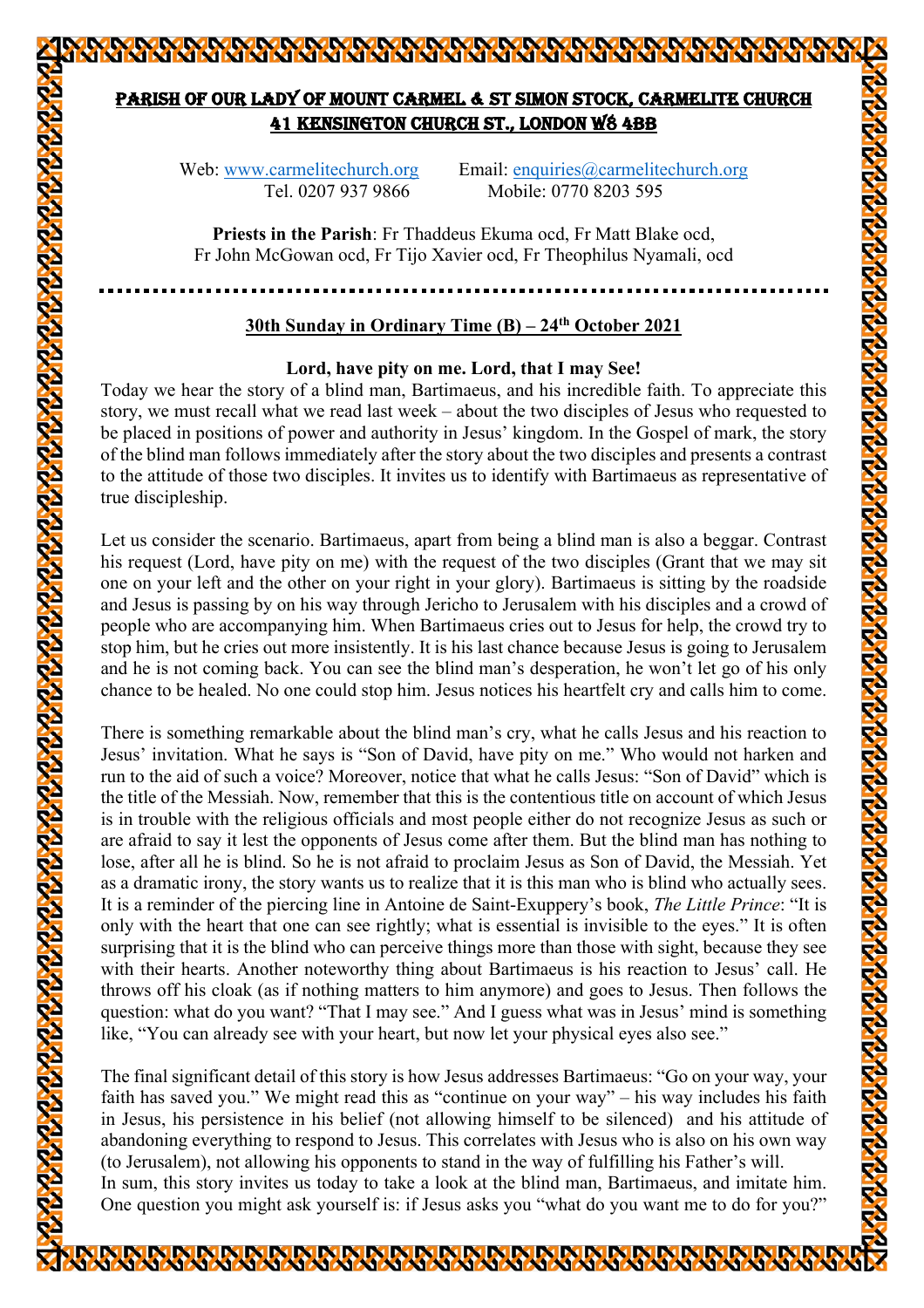# PARISH OF OUR LADY OF MOUNT CARMEL & ST SIMON STOCK, CARMELITE CHURCH
## 41 KENSINGTON CHURCH ST., LONDON W8 4BB

Web: www.carmelitechurch.org Email: enquiries@carmelitechurch.org
Tel. 0207 937 9866 Mobile: 0770 8203 595

**Priests in the Parish**: Fr Thaddeus Ekuma ocd, Fr Matt Blake ocd, Fr John McGowan ocd, Fr Tijo Xavier ocd, Fr Theophilus Nyamali, ocd

---

## 30th Sunday in Ordinary Time (B) – 24th October 2021

### Lord, have pity on me. Lord, that I may See!

Today we hear the story of a blind man, Bartimaeus, and his incredible faith. To appreciate this story, we must recall what we read last week – about the two disciples of Jesus who requested to be placed in positions of power and authority in Jesus' kingdom. In the Gospel of mark, the story of the blind man follows immediately after the story about the two disciples and presents a contrast to the attitude of those two disciples. It invites us to identify with Bartimaeus as representative of true discipleship.

Let us consider the scenario. Bartimaeus, apart from being a blind man is also a beggar. Contrast his request (Lord, have pity on me) with the request of the two disciples (Grant that we may sit one on your left and the other on your right in your glory). Bartimaeus is sitting by the roadside and Jesus is passing by on his way through Jericho to Jerusalem with his disciples and a crowd of people who are accompanying him. When Bartimaeus cries out to Jesus for help, the crowd try to stop him, but he cries out more insistently. It is his last chance because Jesus is going to Jerusalem and he is not coming back. You can see the blind man's desperation, he won't let go of his only chance to be healed. No one could stop him. Jesus notices his heartfelt cry and calls him to come.

There is something remarkable about the blind man's cry, what he calls Jesus and his reaction to Jesus' invitation. What he says is "Son of David, have pity on me." Who would not harken and run to the aid of such a voice? Moreover, notice that what he calls Jesus: "Son of David" which is the title of the Messiah. Now, remember that this is the contentious title on account of which Jesus is in trouble with the religious officials and most people either do not recognize Jesus as such or are afraid to say it lest the opponents of Jesus come after them. But the blind man has nothing to lose, after all he is blind. So he is not afraid to proclaim Jesus as Son of David, the Messiah. Yet as a dramatic irony, the story wants us to realize that it is this man who is blind who actually sees. It is a reminder of the piercing line in Antoine de Saint-Exuppery's book, *The Little Prince*: "It is only with the heart that one can see rightly; what is essential is invisible to the eyes." It is often surprising that it is the blind who can perceive things more than those with sight, because they see with their hearts. Another noteworthy thing about Bartimaeus is his reaction to Jesus' call. He throws off his cloak (as if nothing matters to him anymore) and goes to Jesus. Then follows the question: what do you want? "That I may see." And I guess what was in Jesus' mind is something like, "You can already see with your heart, but now let your physical eyes also see."

The final significant detail of this story is how Jesus addresses Bartimaeus: "Go on your way, your faith has saved you." We might read this as "continue on your way" – his way includes his faith in Jesus, his persistence in his belief (not allowing himself to be silenced) and his attitude of abandoning everything to respond to Jesus. This correlates with Jesus who is also on his own way (to Jerusalem), not allowing his opponents to stand in the way of fulfilling his Father's will.
In sum, this story invites us today to take a look at the blind man, Bartimaeus, and imitate him. One question you might ask yourself is: if Jesus asks you "what do you want me to do for you?"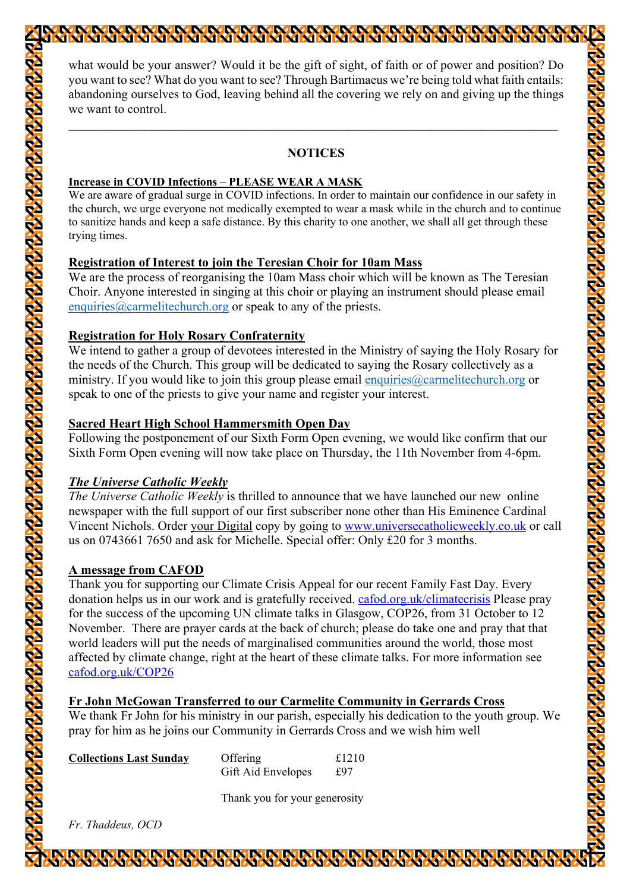what would be your answer? Would it be the gift of sight, of faith or of power and position? Do you want to see? What do you want to see? Through Bartimaeus we're being told what faith entails: abandoning ourselves to God, leaving behind all the covering we rely on and giving up the things we want to control.

---

## NOTICES

**Increase in COVID Infections – PLEASE WEAR A MASK**

We are aware of gradual surge in COVID infections. In order to maintain our confidence in our safety in the church, we urge everyone not medically exempted to wear a mask while in the church and to continue to sanitize hands and keep a safe distance. By this charity to one another, we shall all get through these trying times.

**Registration of Interest to join the Teresian Choir for 10am Mass**

We are the process of reorganising the 10am Mass choir which will be known as The Teresian Choir. Anyone interested in singing at this choir or playing an instrument should please email enquiries@carmelitechurch.org or speak to any of the priests.

**Registration for Holy Rosary Confraternity**

We intend to gather a group of devotees interested in the Ministry of saying the Holy Rosary for the needs of the Church. This group will be dedicated to saying the Rosary collectively as a ministry. If you would like to join this group please email enquiries@carmelitechurch.org or speak to one of the priests to give your name and register your interest.

**Sacred Heart High School Hammersmith Open Day**

Following the postponement of our Sixth Form Open evening, we would like confirm that our Sixth Form Open evening will now take place on Thursday, the 11th November from 4-6pm.

***The Universe Catholic Weekly***

*The Universe Catholic Weekly* is thrilled to announce that we have launched our new online newspaper with the full support of our first subscriber none other than His Eminence Cardinal Vincent Nichols. Order your Digital copy by going to www.universecatholicweekly.co.uk or call us on 0743661 7650 and ask for Michelle. Special offer: Only £20 for 3 months.

**A message from CAFOD**

Thank you for supporting our Climate Crisis Appeal for our recent Family Fast Day. Every donation helps us in our work and is gratefully received. cafod.org.uk/climatecrisis Please pray for the success of the upcoming UN climate talks in Glasgow, COP26, from 31 October to 12 November. There are prayer cards at the back of church; please do take one and pray that that world leaders will put the needs of marginalised communities around the world, those most affected by climate change, right at the heart of these climate talks. For more information see cafod.org.uk/COP26

**Fr John McGowan Transferred to our Carmelite Community in Gerrards Cross**

We thank Fr John for his ministry in our parish, especially his dedication to the youth group. We pray for him as he joins our Community in Gerrards Cross and we wish him well

| | | |
|---|---|---|
| **Collections Last Sunday** | Offering | £1210 |
| | Gift Aid Envelopes | £97 |

Thank you for your generosity

*Fr. Thaddeus, OCD*